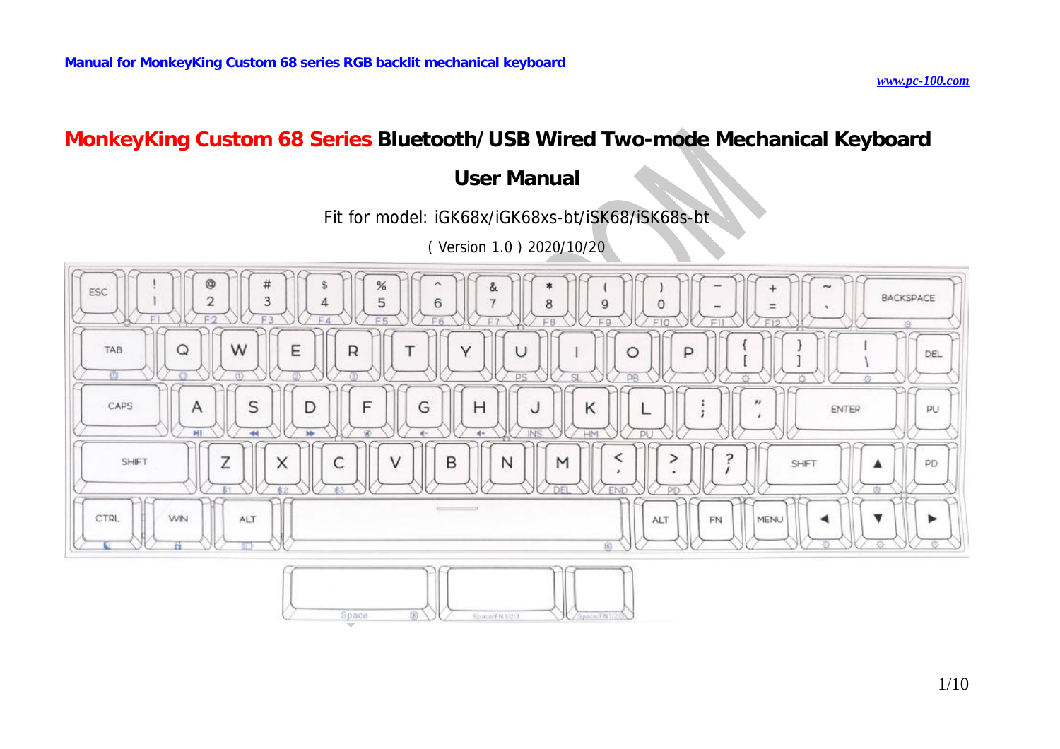# MonkeyKing Custom 68 Series Bluetooth/USB Wired Two-mode Mechanical Keyboard

## User Manual

Fit for model: iGK68x/iGK68xs-bt/iSK68/iSK68s-bt

( Version 1.0 ) 2020/10/20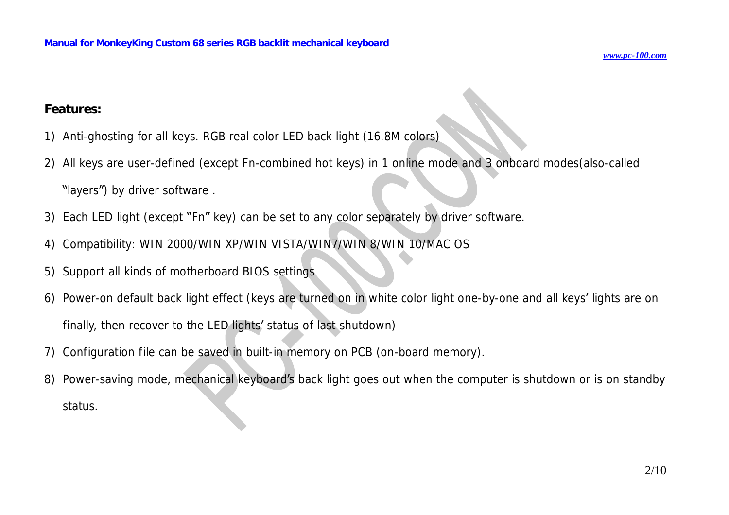**Features:**

1) Anti-ghosting for all keys. RGB real color LED back light (16.8M colors)
2) All keys are user-defined (except Fn-combined hot keys) in 1 online mode and 3 onboard modes(also-called "layers") by driver software .
3) Each LED light (except "Fn" key) can be set to any color separately by driver software.
4) Compatibility: WIN 2000/WIN XP/WIN VISTA/WIN7/WIN 8/WIN 10/MAC OS
5) Support all kinds of motherboard BIOS settings
6) Power-on default back light effect (keys are turned on in white color light one-by-one and all keys' lights are on finally, then recover to the LED lights' status of last shutdown)
7) Configuration file can be saved in built-in memory on PCB (on-board memory).
8) Power-saving mode, mechanical keyboard's back light goes out when the computer is shutdown or is on standby status.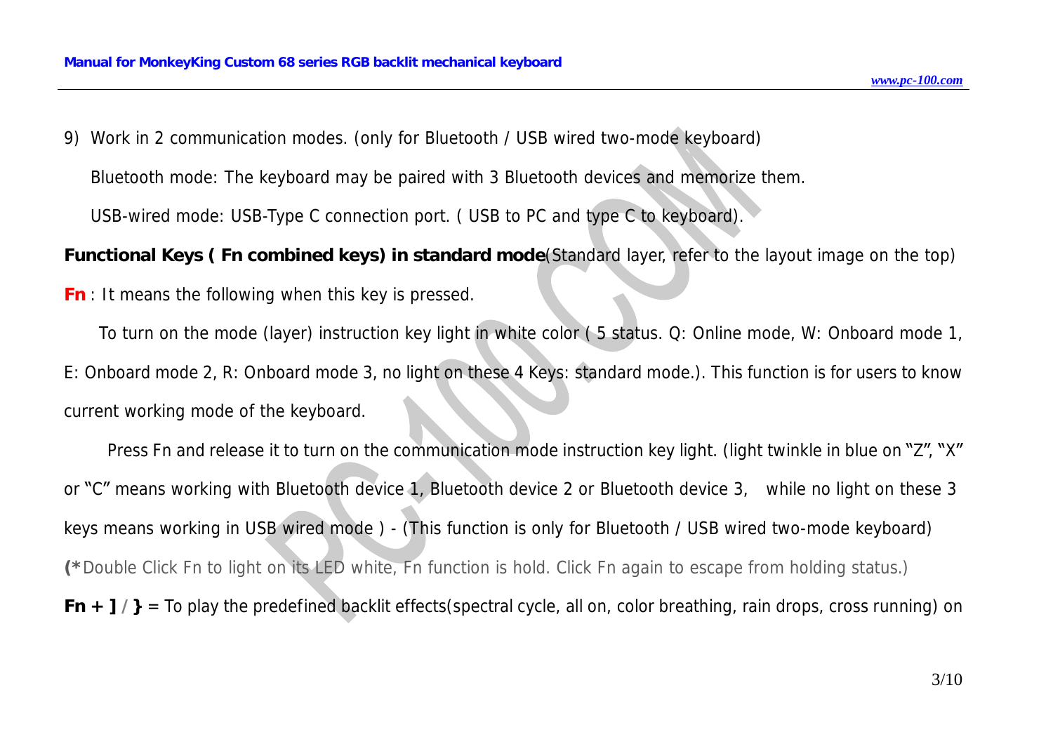9) Work in 2 communication modes. (only for Bluetooth / USB wired two-mode keyboard)

Bluetooth mode: The keyboard may be paired with 3 Bluetooth devices and memorize them.

USB-wired mode: USB-Type C connection port. ( USB to PC and type C to keyboard).

**Functional Keys ( Fn combined keys) in standard mode**(Standard layer, refer to the layout image on the top)

**Fn** : It means the following when this key is pressed.

To turn on the mode (layer) instruction key light in white color ( 5 status. Q: Online mode, W: Onboard mode 1, E: Onboard mode 2, R: Onboard mode 3, no light on these 4 Keys: standard mode.). This function is for users to know current working mode of the keyboard.

Press Fn and release it to turn on the communication mode instruction key light. (light twinkle in blue on "Z", "X" or "C" means working with Bluetooth device 1, Bluetooth device 2 or Bluetooth device 3, while no light on these 3 keys means working in USB wired mode ) - (This function is only for Bluetooth / USB wired two-mode keyboard)

**(\***Double Click Fn to light on its LED white, Fn function is hold. Click Fn again to escape from holding status.)

**Fn + ] / }** = To play the predefined backlit effects(spectral cycle, all on, color breathing, rain drops, cross running) on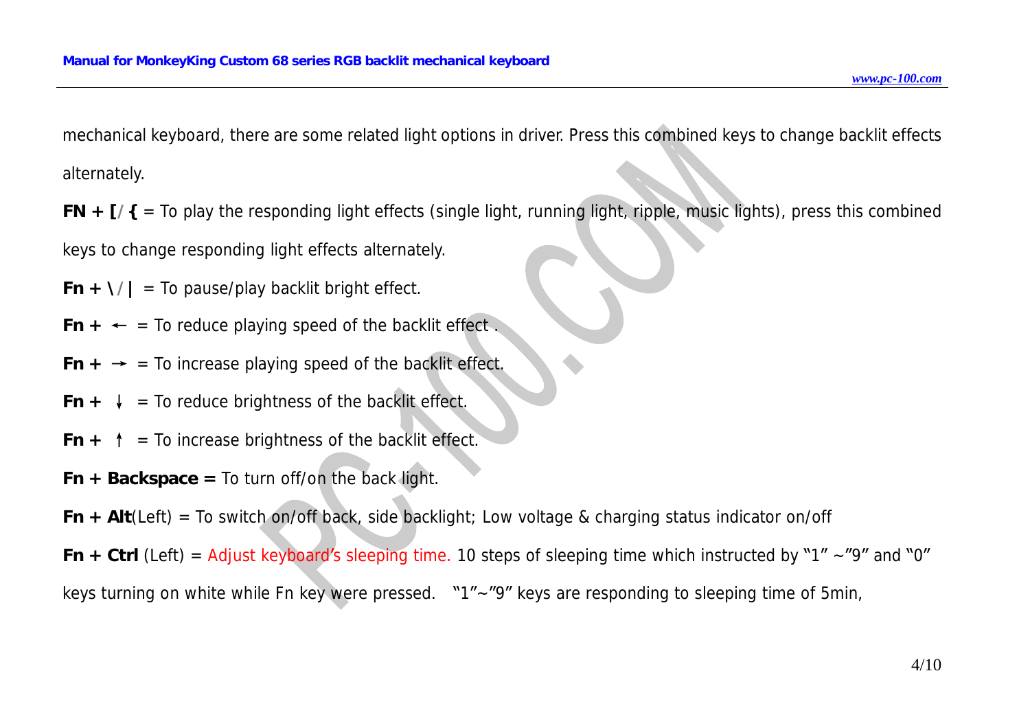mechanical keyboard, there are some related light options in driver. Press this combined keys to change backlit effects alternately.

**FN + [/ {** = To play the responding light effects (single light, running light, ripple, music lights), press this combined keys to change responding light effects alternately.

**Fn + \ / |** = To pause/play backlit bright effect.

**Fn + ←** = To reduce playing speed of the backlit effect .

**Fn + →** = To increase playing speed of the backlit effect.

**Fn + ↓** = To reduce brightness of the backlit effect.

**Fn + ↑** = To increase brightness of the backlit effect.

**Fn + Backspace =** To turn off/on the back light.

**Fn + Alt**(Left) = To switch on/off back, side backlight; Low voltage & charging status indicator on/off

**Fn + Ctrl** (Left) = Adjust keyboard's sleeping time. 10 steps of sleeping time which instructed by "1" ~"9" and "0" keys turning on white while Fn key were pressed. "1"~"9" keys are responding to sleeping time of 5min,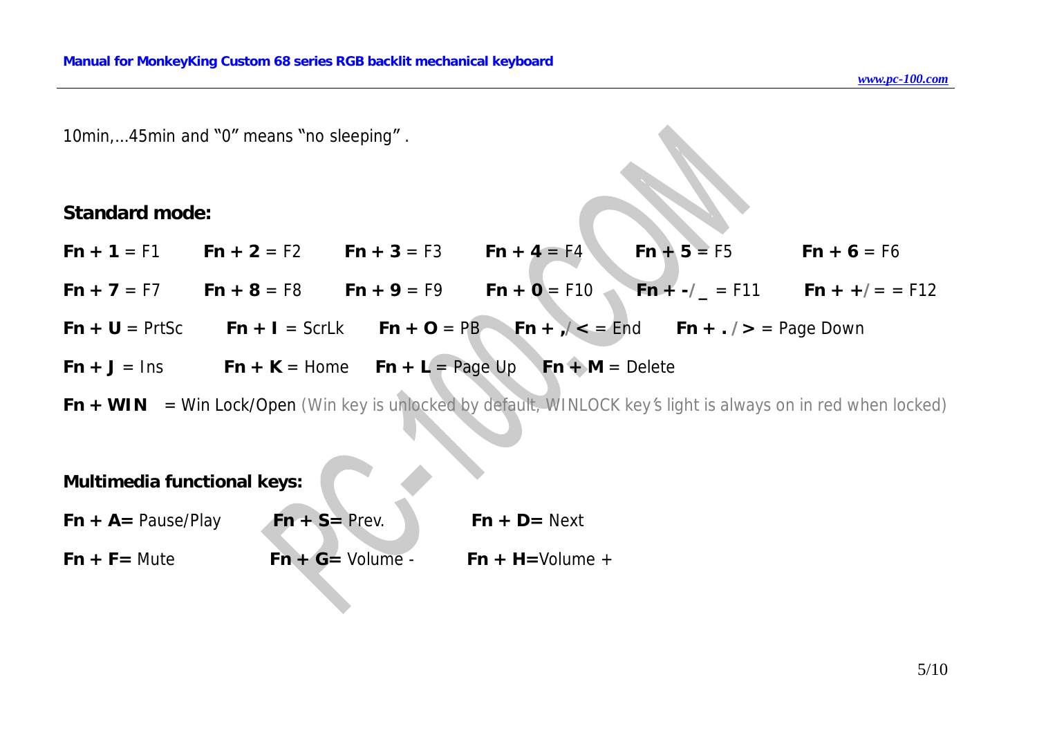10min,...45min and "0" means "no sleeping" .

## Standard mode:

**Fn + 1** = F1 **Fn + 2** = F2 **Fn + 3** = F3 **Fn + 4** = F4 **Fn + 5** = F5 **Fn + 6** = F6

**Fn + 7** = F7 **Fn + 8** = F8 **Fn + 9** = F9 **Fn + 0** = F10 **Fn + -**/_ = F11 **Fn + +**/= = F12

**Fn + U** = PrtSc **Fn + I** = ScrLk **Fn + O** = PB **Fn + ,**/**<** = End **Fn + .** /**>** = Page Down

**Fn + J** = Ins **Fn + K** = Home **Fn + L** = Page Up **Fn + M** = Delete

**Fn + WIN** = Win Lock/Open (Win key is unlocked by default, WINLOCK key's light is always on in red when locked)

## Multimedia functional keys:

**Fn + A=** Pause/Play **Fn + S=** Prev. **Fn + D=** Next

**Fn + F=** Mute **Fn + G=** Volume - **Fn + H=**Volume +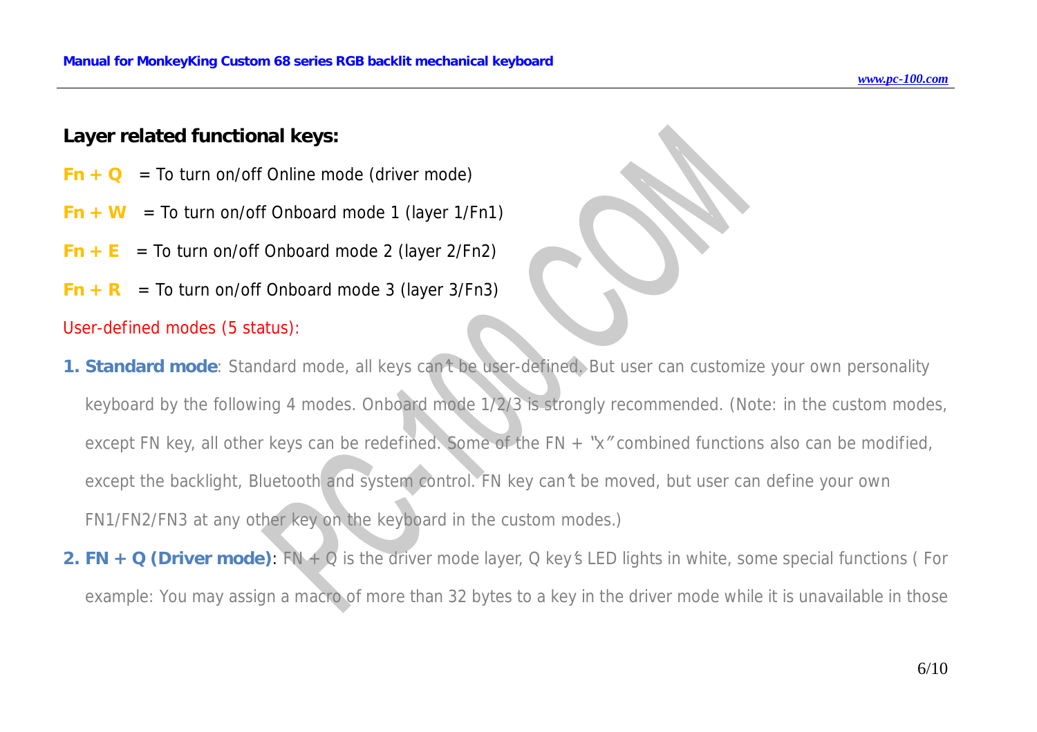**Layer related functional keys:**

**Fn + Q** = To turn on/off Online mode (driver mode)

**Fn + W** = To turn on/off Onboard mode 1 (layer 1/Fn1)

**Fn + E** = To turn on/off Onboard mode 2 (layer 2/Fn2)

**Fn + R** = To turn on/off Onboard mode 3 (layer 3/Fn3)

User-defined modes (5 status):

1. **Standard mode**: Standard mode, all keys can't be user-defined. But user can customize your own personality keyboard by the following 4 modes. Onboard mode 1/2/3 is strongly recommended. (Note: in the custom modes, except FN key, all other keys can be redefined. Some of the FN + "x" combined functions also can be modified, except the backlight, Bluetooth and system control. FN key can't be moved, but user can define your own FN1/FN2/FN3 at any other key on the keyboard in the custom modes.)
2. **FN + Q (Driver mode)**: FN + Q is the driver mode layer, Q key's LED lights in white, some special functions ( For example: You may assign a macro of more than 32 bytes to a key in the driver mode while it is unavailable in those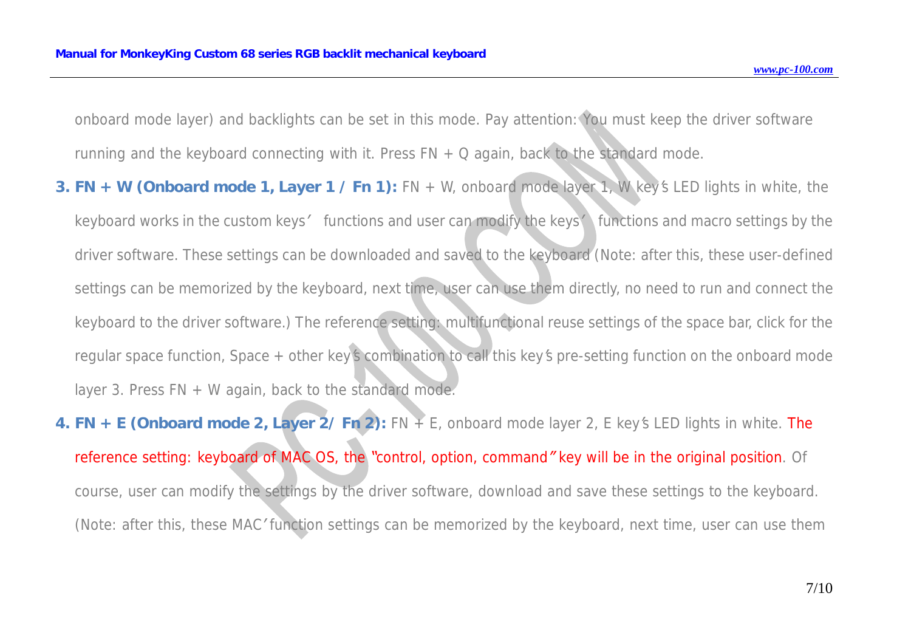onboard mode layer) and backlights can be set in this mode. Pay attention: You must keep the driver software running and the keyboard connecting with it. Press FN + Q again, back to the standard mode.

3. **FN + W (Onboard mode 1, Layer 1 / Fn 1):** FN + W, onboard mode layer 1, W key's LED lights in white, the keyboard works in the custom keys' functions and user can modify the keys' functions and macro settings by the driver software. These settings can be downloaded and saved to the keyboard (Note: after this, these user-defined settings can be memorized by the keyboard, next time, user can use them directly, no need to run and connect the keyboard to the driver software.) The reference setting: multifunctional reuse settings of the space bar, click for the regular space function, Space + other key's combination to call this key's pre-setting function on the onboard mode layer 3. Press FN + W again, back to the standard mode.

4. **FN + E (Onboard mode 2, Layer 2/ Fn 2):** FN + E, onboard mode layer 2, E key's LED lights in white. The reference setting: keyboard of MAC OS, the "control, option, command" key will be in the original position. Of course, user can modify the settings by the driver software, download and save these settings to the keyboard. (Note: after this, these MAC' function settings can be memorized by the keyboard, next time, user can use them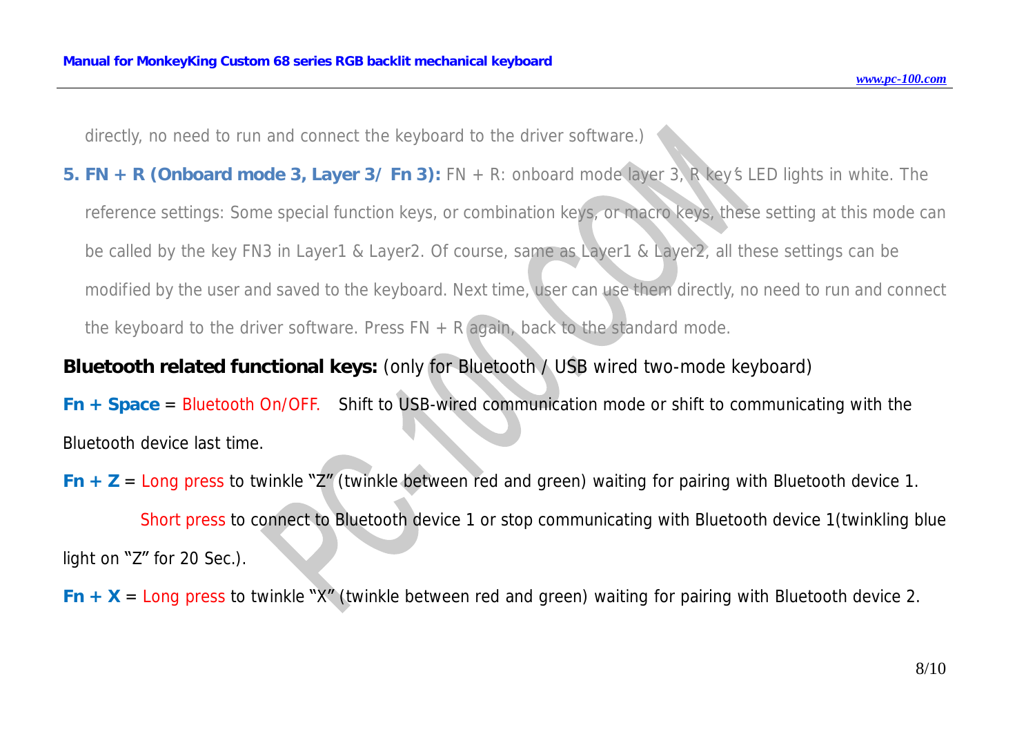directly, no need to run and connect the keyboard to the driver software.)

5. **FN + R (Onboard mode 3, Layer 3/ Fn 3):** FN + R: onboard mode layer 3, R key's LED lights in white. The reference settings: Some special function keys, or combination keys, or macro keys, these setting at this mode can be called by the key FN3 in Layer1 & Layer2. Of course, same as Layer1 & Layer2, all these settings can be modified by the user and saved to the keyboard. Next time, user can use them directly, no need to run and connect the keyboard to the driver software. Press FN + R again, back to the standard mode.

**Bluetooth related functional keys:** (only for Bluetooth / USB wired two-mode keyboard)

**Fn + Space** = Bluetooth On/OFF.   Shift to USB-wired communication mode or shift to communicating with the Bluetooth device last time.

**Fn + Z** = Long press to twinkle "Z" (twinkle between red and green) waiting for pairing with Bluetooth device 1.

Short press to connect to Bluetooth device 1 or stop communicating with Bluetooth device 1(twinkling blue light on "Z" for 20 Sec.).

**Fn + X** = Long press to twinkle "X" (twinkle between red and green) waiting for pairing with Bluetooth device 2.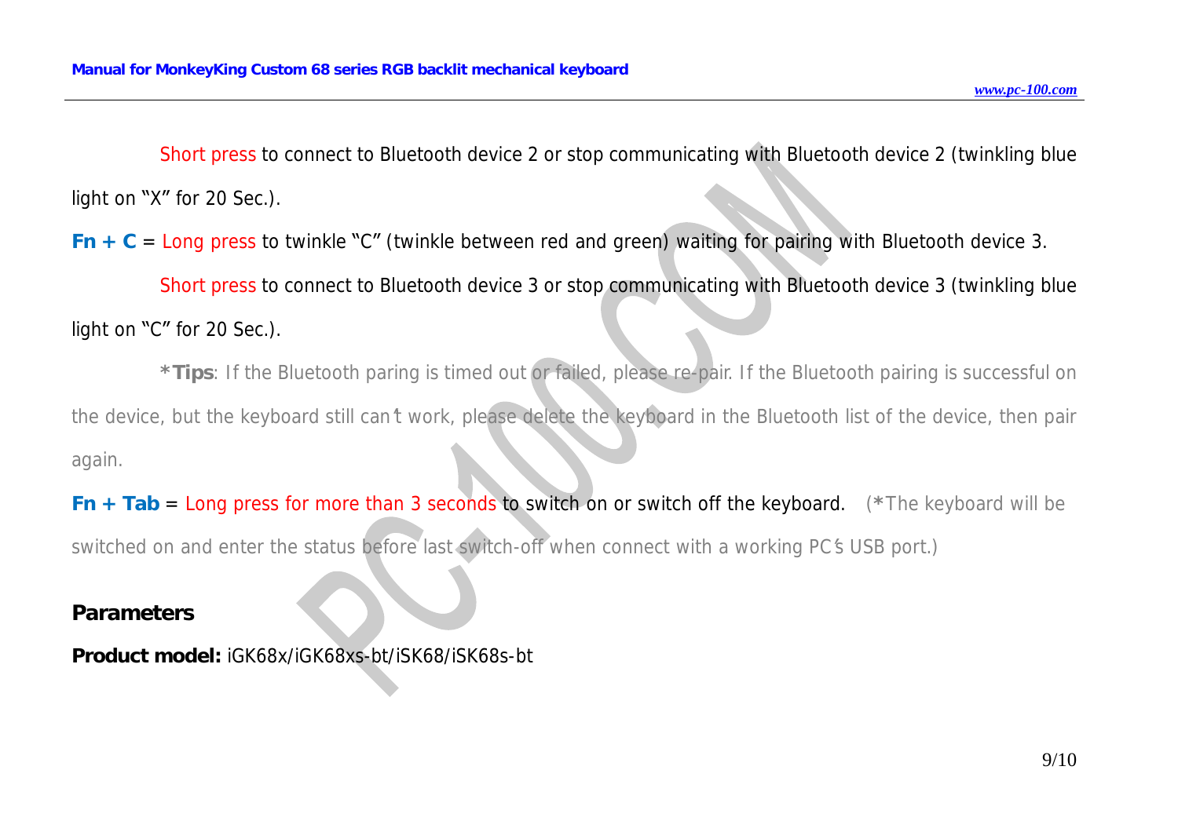Short press to connect to Bluetooth device 2 or stop communicating with Bluetooth device 2 (twinkling blue light on "X" for 20 Sec.).

**Fn + C** = Long press to twinkle "C" (twinkle between red and green) waiting for pairing with Bluetooth device 3.

Short press to connect to Bluetooth device 3 or stop communicating with Bluetooth device 3 (twinkling blue light on "C" for 20 Sec.).

***Tips**: If the Bluetooth paring is timed out or failed, please re-pair. If the Bluetooth pairing is successful on the device, but the keyboard still can't work, please delete the keyboard in the Bluetooth list of the device, then pair again.

**Fn + Tab** = Long press for more than 3 seconds to switch on or switch off the keyboard. (*The keyboard will be switched on and enter the status before last switch-off when connect with a working PC's USB port.)

## Parameters

**Product model:** iGK68x/iGK68xs-bt/iSK68/iSK68s-bt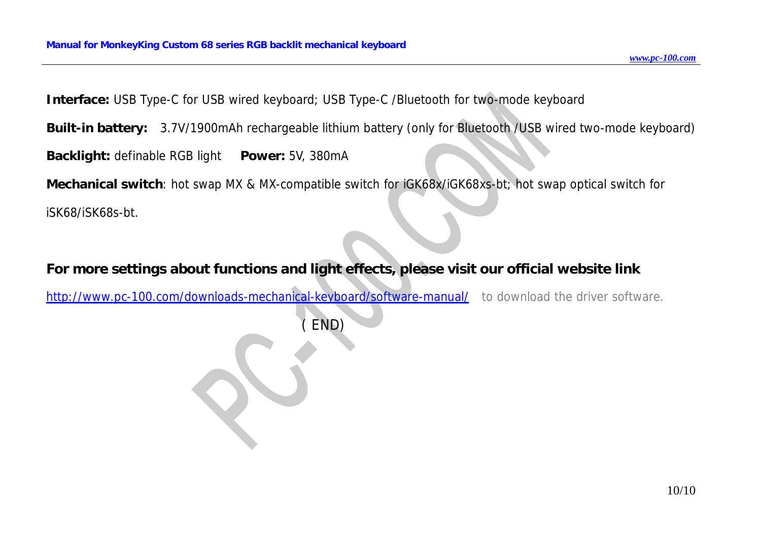**Interface:** USB Type-C for USB wired keyboard; USB Type-C /Bluetooth for two-mode keyboard

**Built-in battery:** 3.7V/1900mAh rechargeable lithium battery (only for Bluetooth /USB wired two-mode keyboard)

**Backlight:** definable RGB light **Power:** 5V, 380mA

**Mechanical switch**: hot swap MX & MX-compatible switch for iGK68x/iGK68xs-bt; hot swap optical switch for iSK68/iSK68s-bt.

**For more settings about functions and light effects, please visit our official website link**

http://www.pc-100.com/downloads-mechanical-keyboard/software-manual/ to download the driver software.

( END)